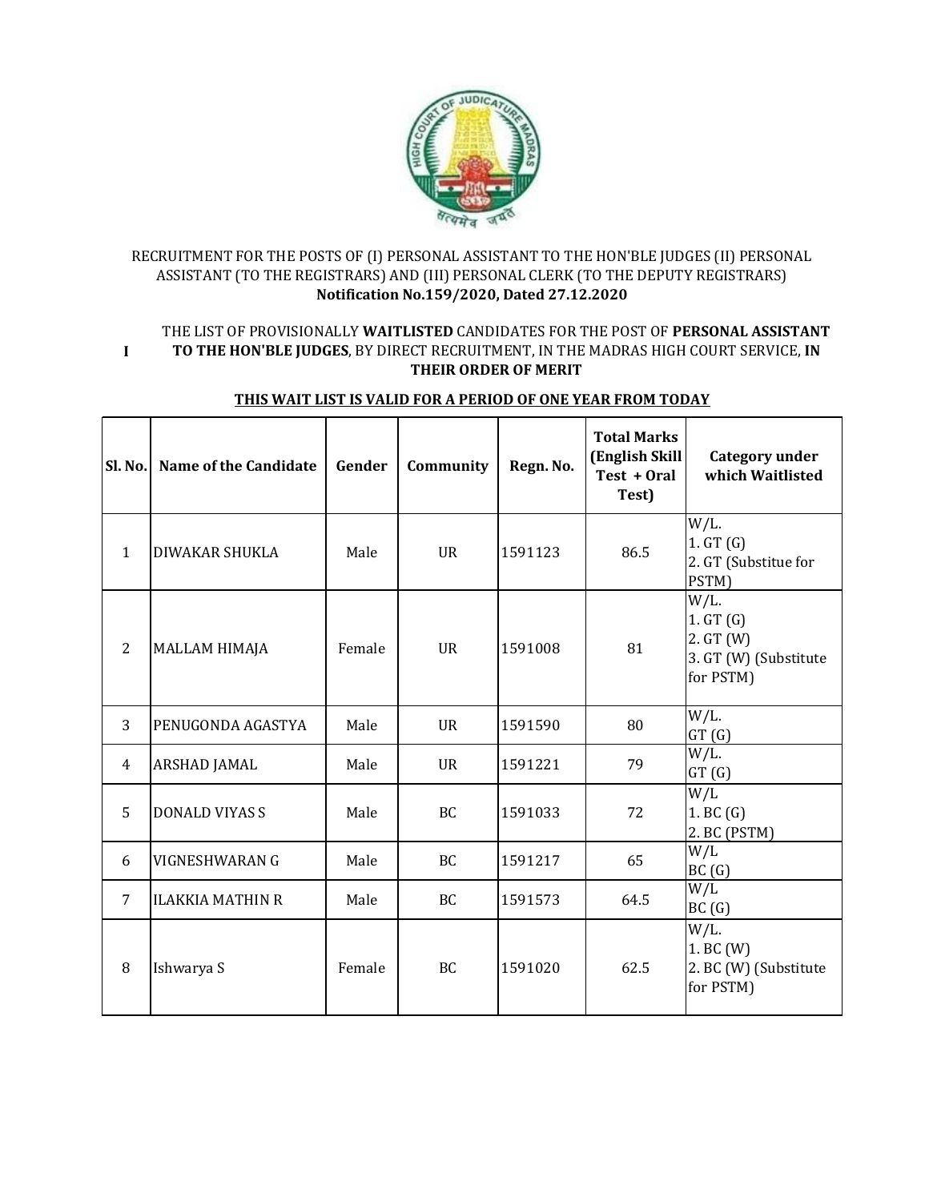RECRUITMENT FOR THE POSTS OF (I) PERSONAL ASSISTANT TO THE HON'BLE JUDGES (II) PERSONAL ASSISTANT (TO THE REGISTRARS) AND (III) PERSONAL CLERK (TO THE DEPUTY REGISTRARS)
**Notification No.159/2020, Dated 27.12.2020**

I THE LIST OF PROVISIONALLY **WAITLISTED** CANDIDATES FOR THE POST OF **PERSONAL ASSISTANT TO THE HON'BLE JUDGES**, BY DIRECT RECRUITMENT, IN THE MADRAS HIGH COURT SERVICE, **IN THEIR ORDER OF MERIT**

**THIS WAIT LIST IS VALID FOR A PERIOD OF ONE YEAR FROM TODAY**

| Sl. No. | Name of the Candidate | Gender | Community | Regn. No. | Total Marks (English Skill Test + Oral Test) | Category under which Waitlisted |
|---|---|---|---|---|---|---|
| 1 | DIWAKAR SHUKLA | Male | UR | 1591123 | 86.5 | W/L.<br>1. GT (G)<br>2. GT (Substitue for PSTM) |
| 2 | MALLAM HIMAJA | Female | UR | 1591008 | 81 | W/L.<br>1. GT (G)<br>2. GT (W)<br>3. GT (W) (Substitute for PSTM) |
| 3 | PENUGONDA AGASTYA | Male | UR | 1591590 | 80 | W/L.<br>GT (G) |
| 4 | ARSHAD JAMAL | Male | UR | 1591221 | 79 | W/L.<br>GT (G) |
| 5 | DONALD VIYAS S | Male | BC | 1591033 | 72 | W/L<br>1. BC (G)<br>2. BC (PSTM) |
| 6 | VIGNESHWARAN G | Male | BC | 1591217 | 65 | W/L<br>BC (G) |
| 7 | ILAKKIA MATHIN R | Male | BC | 1591573 | 64.5 | W/L<br>BC (G) |
| 8 | Ishwarya S | Female | BC | 1591020 | 62.5 | W/L.<br>1. BC (W)<br>2. BC (W) (Substitute for PSTM) |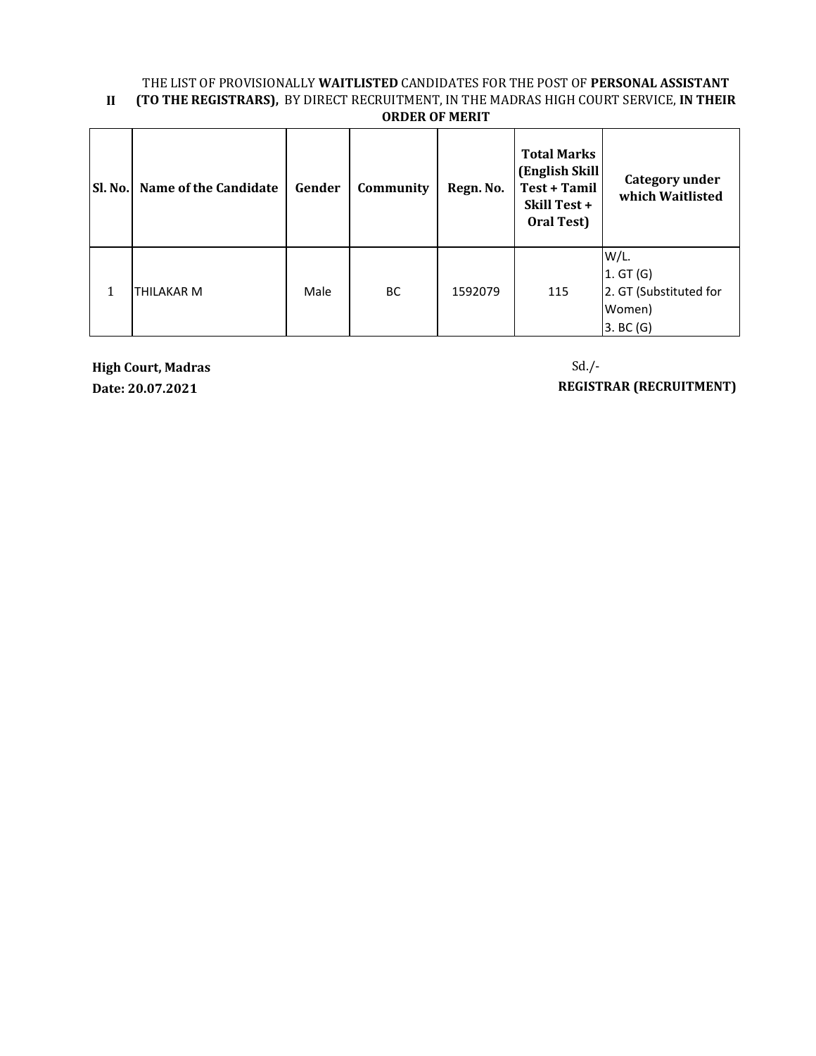**II** THE LIST OF PROVISIONALLY **WAITLISTED** CANDIDATES FOR THE POST OF **PERSONAL ASSISTANT (TO THE REGISTRARS),** BY DIRECT RECRUITMENT, IN THE MADRAS HIGH COURT SERVICE, **IN THEIR ORDER OF MERIT**

| Sl. No. | Name of the Candidate | Gender | Community | Regn. No. | Total Marks (English Skill Test + Tamil Skill Test + Oral Test) | Category under which Waitlisted |
|---|---|---|---|---|---|---|
| 1 | THILAKAR M | Male | BC | 1592079 | 115 | W/L.<br>1. GT (G)<br>2. GT (Substituted for Women)<br>3. BC (G) |

**High Court, Madras**
**Date: 20.07.2021**

Sd./-
**REGISTRAR (RECRUITMENT)**